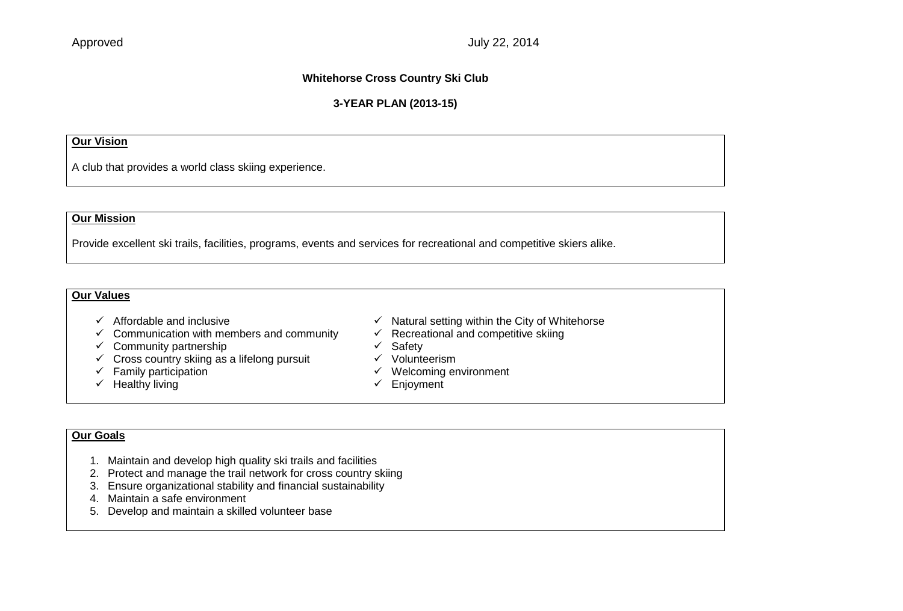Approved July 22, 2014

# Whitehorse Cross Country Ski Club

## 3-YEAR PLAN (2013-15)

### Our Vision

A club that provides a world class skiing experience.

### Our Mission

Provide excellent ski trails, facilities, programs, events and services for recreational and competitive skiers alike.

### Our Values

- ✓ Affordable and inclusive
- ✓ Communication with members and community
- ✓ Community partnership
- ✓ Cross country skiing as a lifelong pursuit
- ✓ Family participation
- ✓ Healthy living
- ✓ Natural setting within the City of Whitehorse
- ✓ Recreational and competitive skiing
- ✓ Safety
- ✓ Volunteerism
- ✓ Welcoming environment
- ✓ Enjoyment

### Our Goals

1. Maintain and develop high quality ski trails and facilities
2. Protect and manage the trail network for cross country skiing
3. Ensure organizational stability and financial sustainability
4. Maintain a safe environment
5. Develop and maintain a skilled volunteer base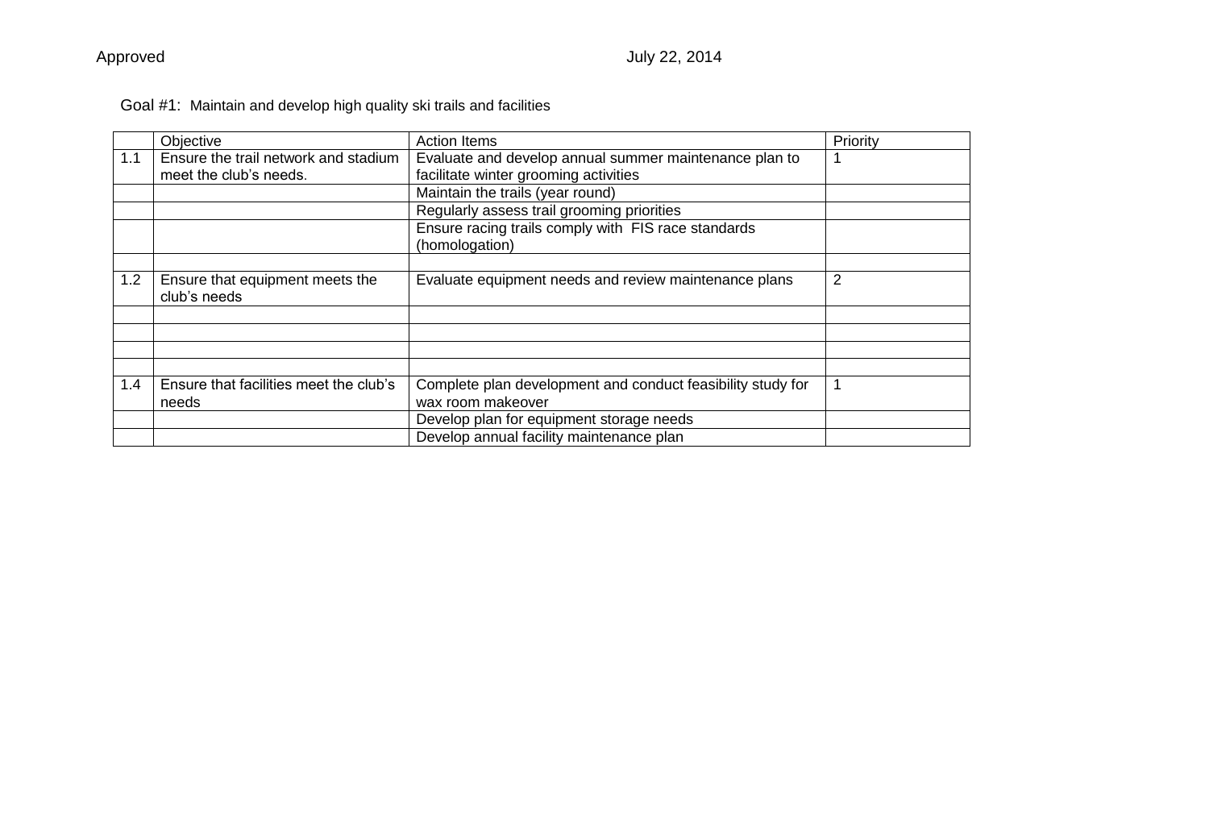Approved July 22, 2014

Goal #1: Maintain and develop high quality ski trails and facilities

| | Objective | Action Items | Priority |
|---|---|---|---|
| 1.1 | Ensure the trail network and stadium meet the club's needs. | Evaluate and develop annual summer maintenance plan to facilitate winter grooming activities | 1 |
| | | Maintain the trails (year round) | |
| | | Regularly assess trail grooming priorities | |
| | | Ensure racing trails comply with FIS race standards (homologation) | |
| | | | |
| 1.2 | Ensure that equipment meets the club's needs | Evaluate equipment needs and review maintenance plans | 2 |
| | | | |
| | | | |
| | | | |
| | | | |
| 1.4 | Ensure that facilities meet the club's needs | Complete plan development and conduct feasibility study for wax room makeover | 1 |
| | | Develop plan for equipment storage needs | |
| | | Develop annual facility maintenance plan | |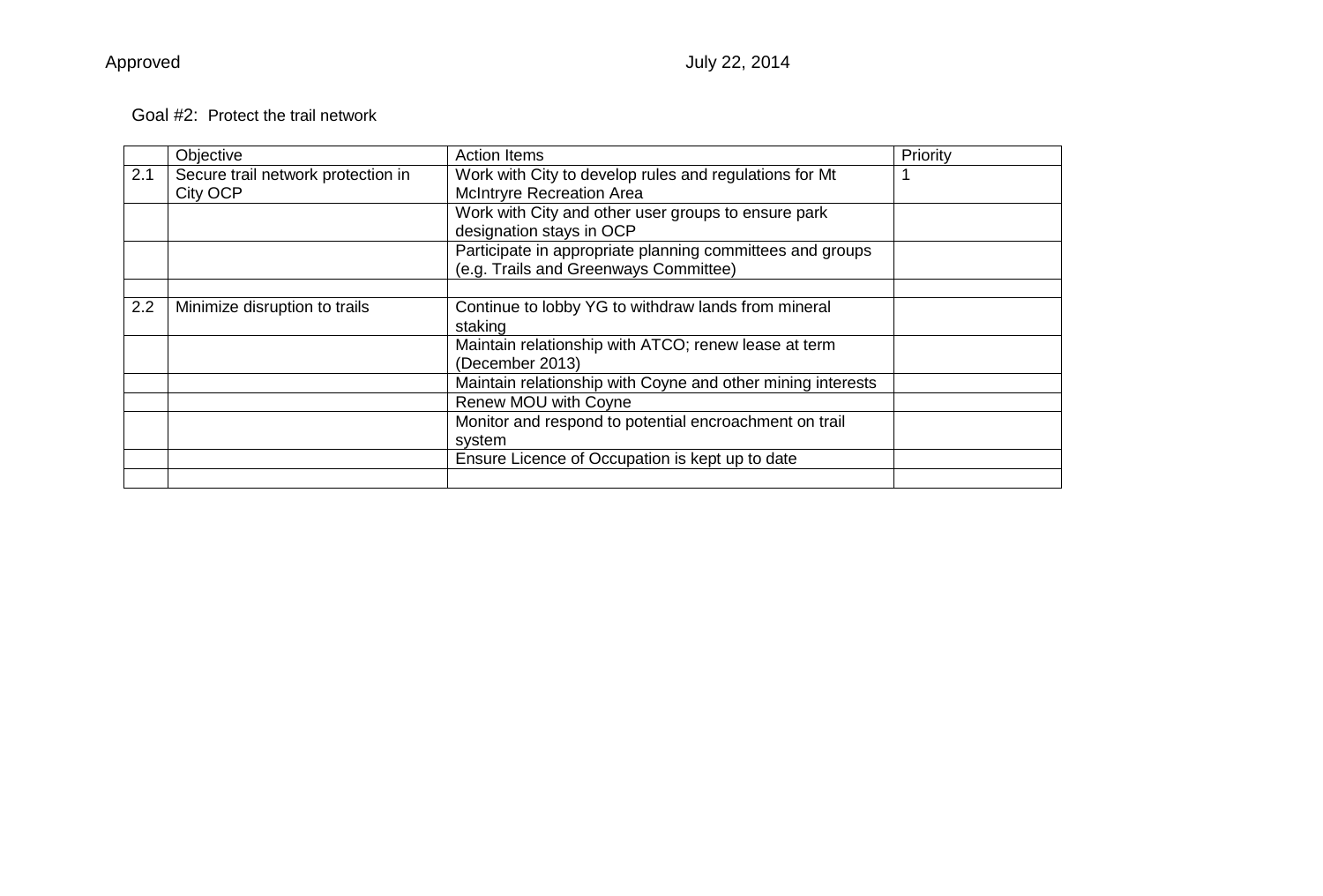Approved July 22, 2014

Goal #2: Protect the trail network

| | Objective | Action Items | Priority |
|---|---|---|---|
| 2.1 | Secure trail network protection in City OCP | Work with City to develop rules and regulations for Mt McIntryre Recreation Area | 1 |
| | | Work with City and other user groups to ensure park designation stays in OCP | |
| | | Participate in appropriate planning committees and groups (e.g. Trails and Greenways Committee) | |
| | | | |
| 2.2 | Minimize disruption to trails | Continue to lobby YG to withdraw lands from mineral staking | |
| | | Maintain relationship with ATCO; renew lease at term (December 2013) | |
| | | Maintain relationship with Coyne and other mining interests | |
| | | Renew MOU with Coyne | |
| | | Monitor and respond to potential encroachment on trail system | |
| | | Ensure Licence of Occupation is kept up to date | |
| | | | |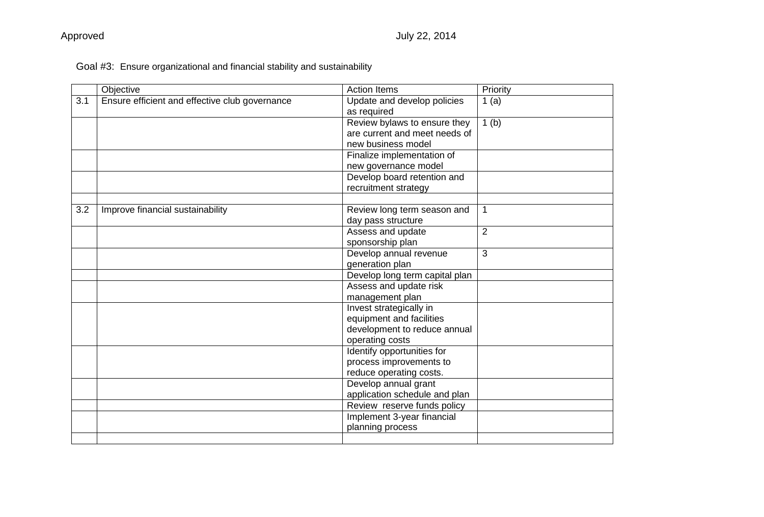Approved July 22, 2014

Goal #3: Ensure organizational and financial stability and sustainability

| | Objective | Action Items | Priority |
|---|---|---|---|
| 3.1 | Ensure efficient and effective club governance | Update and develop policies as required | 1 (a) |
| | | Review bylaws to ensure they are current and meet needs of new business model | 1 (b) |
| | | Finalize implementation of new governance model | |
| | | Develop board retention and recruitment strategy | |
| | | | |
| 3.2 | Improve financial sustainability | Review long term season and day pass structure | 1 |
| | | Assess and update sponsorship plan | 2 |
| | | Develop annual revenue generation plan | 3 |
| | | Develop long term capital plan | |
| | | Assess and update risk management plan | |
| | | Invest strategically in equipment and facilities development to reduce annual operating costs | |
| | | Identify opportunities for process improvements to reduce operating costs. | |
| | | Develop annual grant application schedule and plan | |
| | | Review reserve funds policy | |
| | | Implement 3-year financial planning process | |
| | | | |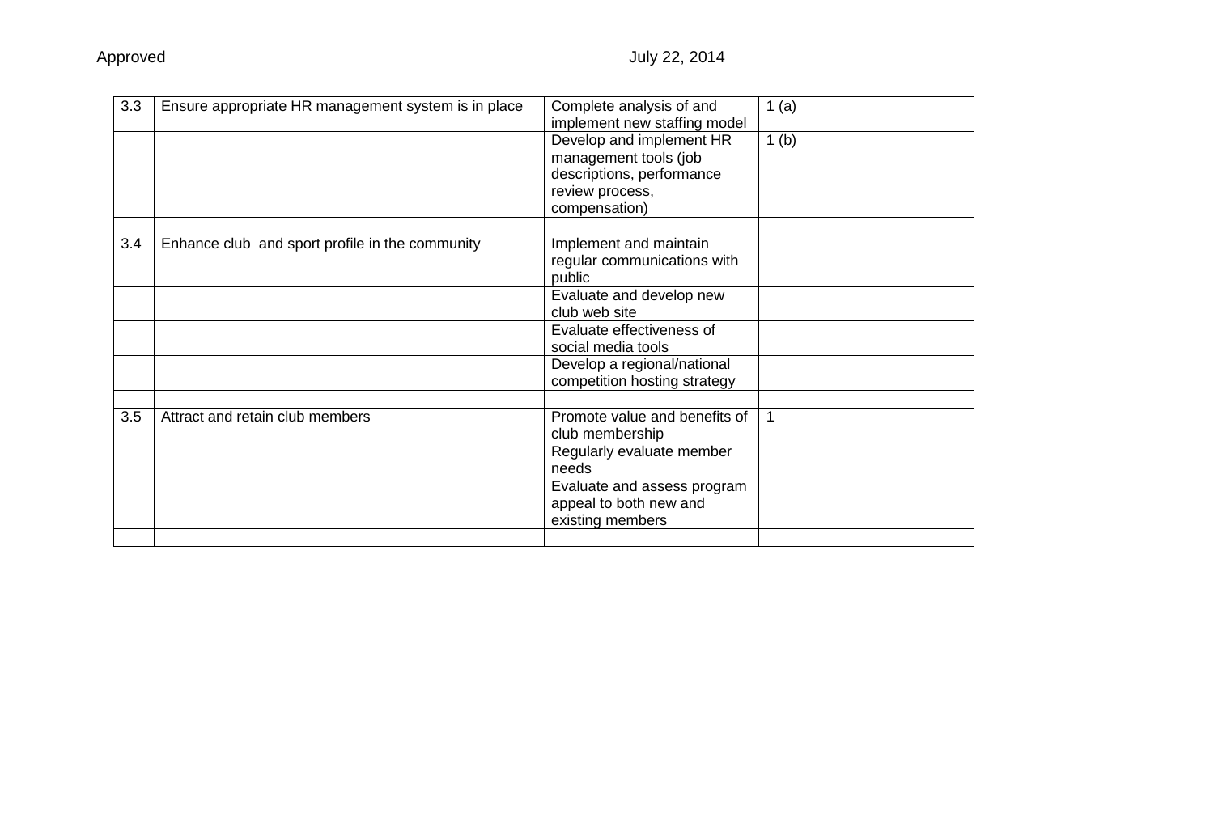| 3.3 | Ensure appropriate HR management system is in place | Complete analysis of and implement new staffing model | 1 (a) |
|---|---|---|---|
| | | Develop and implement HR management tools (job descriptions, performance review process, compensation) | 1 (b) |
| | | | |
| 3.4 | Enhance club and sport profile in the community | Implement and maintain regular communications with public | |
| | | Evaluate and develop new club web site | |
| | | Evaluate effectiveness of social media tools | |
| | | Develop a regional/national competition hosting strategy | |
| | | | |
| 3.5 | Attract and retain club members | Promote value and benefits of club membership | 1 |
| | | Regularly evaluate member needs | |
| | | Evaluate and assess program appeal to both new and existing members | |
| | | | |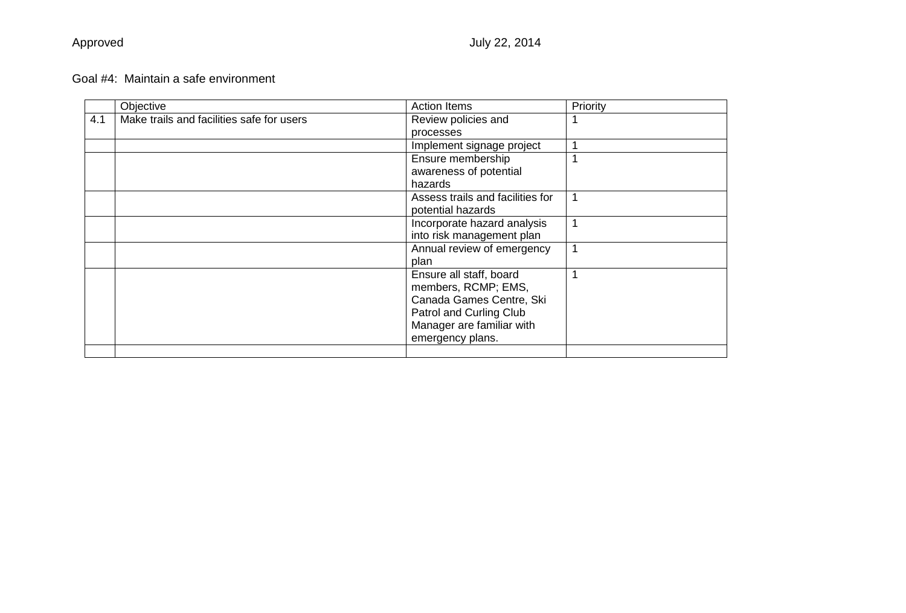Approved July 22, 2014

Goal #4: Maintain a safe environment

| | Objective | Action Items | Priority |
|---|---|---|---|
| 4.1 | Make trails and facilities safe for users | Review policies and processes | 1 |
| | | Implement signage project | 1 |
| | | Ensure membership awareness of potential hazards | 1 |
| | | Assess trails and facilities for potential hazards | 1 |
| | | Incorporate hazard analysis into risk management plan | 1 |
| | | Annual review of emergency plan | 1 |
| | | Ensure all staff, board members, RCMP; EMS, Canada Games Centre, Ski Patrol and Curling Club Manager are familiar with emergency plans. | 1 |
| | | | |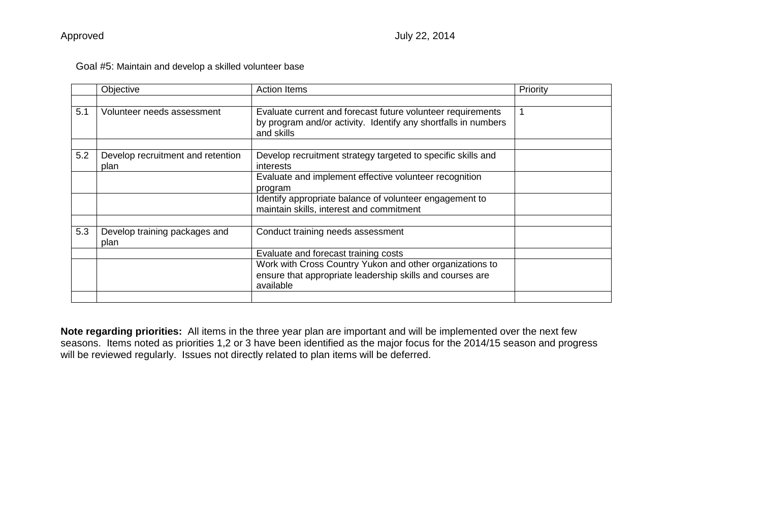Approved July 22, 2014

Goal #5: Maintain and develop a skilled volunteer base

| | Objective | Action Items | Priority |
|---|---|---|---|
| | | | |
| 5.1 | Volunteer needs assessment | Evaluate current and forecast future volunteer requirements by program and/or activity. Identify any shortfalls in numbers and skills | 1 |
| | | | |
| 5.2 | Develop recruitment and retention plan | Develop recruitment strategy targeted to specific skills and interests | |
| | | Evaluate and implement effective volunteer recognition program | |
| | | Identify appropriate balance of volunteer engagement to maintain skills, interest and commitment | |
| | | | |
| 5.3 | Develop training packages and plan | Conduct training needs assessment | |
| | | Evaluate and forecast training costs | |
| | | Work with Cross Country Yukon and other organizations to ensure that appropriate leadership skills and courses are available | |
| | | | |

**Note regarding priorities:** All items in the three year plan are important and will be implemented over the next few seasons. Items noted as priorities 1,2 or 3 have been identified as the major focus for the 2014/15 season and progress will be reviewed regularly. Issues not directly related to plan items will be deferred.